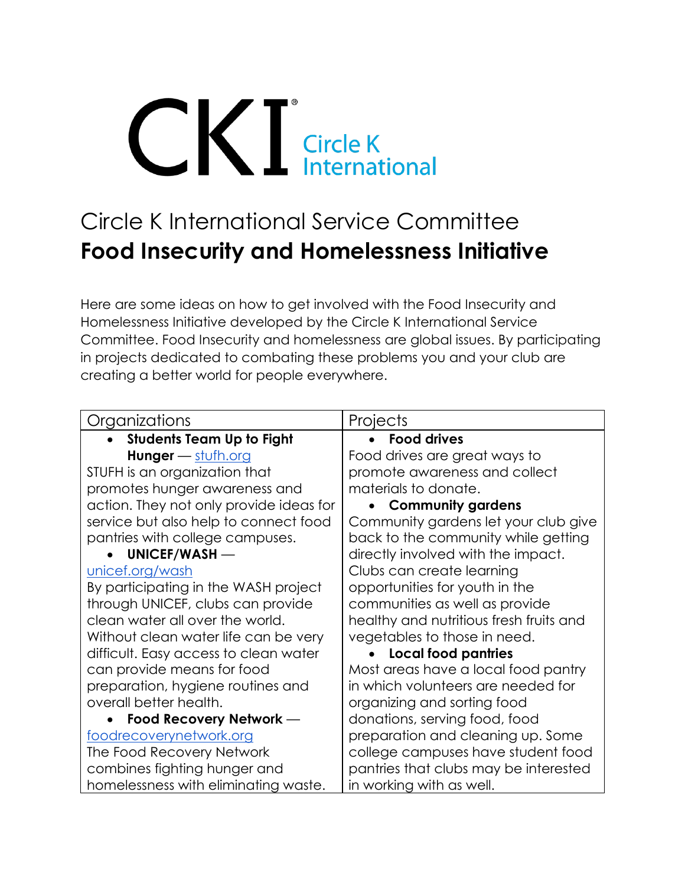CKI® Circle K International

# Circle K International Service Committee
# **Food Insecurity and Homelessness Initiative**

Here are some ideas on how to get involved with the Food Insecurity and Homelessness Initiative developed by the Circle K International Service Committee. Food Insecurity and homelessness are global issues. By participating in projects dedicated to combating these problems you and your club are creating a better world for people everywhere.

| Organizations | Projects |
| --- | --- |
| • **Students Team Up to Fight Hunger** — stufh.org<br>STUFH is an organization that promotes hunger awareness and action. They not only provide ideas for service but also help to connect food pantries with college campuses.<br>• **UNICEF/WASH** — unicef.org/wash<br>By participating in the WASH project through UNICEF, clubs can provide clean water all over the world. Without clean water life can be very difficult. Easy access to clean water can provide means for food preparation, hygiene routines and overall better health.<br>• **Food Recovery Network** — foodrecoverynetwork.org<br>The Food Recovery Network combines fighting hunger and homelessness with eliminating waste. | • **Food drives**<br>Food drives are great ways to promote awareness and collect materials to donate.<br>• **Community gardens**<br>Community gardens let your club give back to the community while getting directly involved with the impact. Clubs can create learning opportunities for youth in the communities as well as provide healthy and nutritious fresh fruits and vegetables to those in need.<br>• **Local food pantries**<br>Most areas have a local food pantry in which volunteers are needed for organizing and sorting food donations, serving food, food preparation and cleaning up. Some college campuses have student food pantries that clubs may be interested in working with as well. |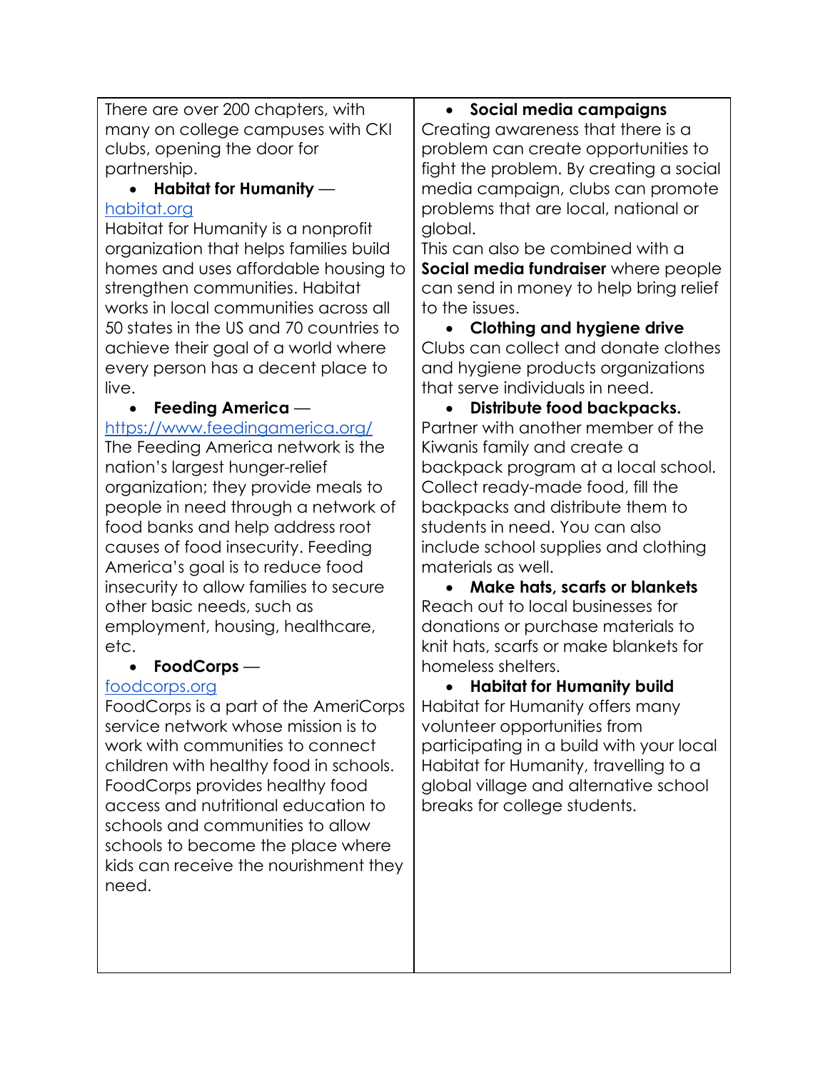There are over 200 chapters, with many on college campuses with CKI clubs, opening the door for partnership.

- **Habitat for Humanity** — [habitat.org](habitat.org)

Habitat for Humanity is a nonprofit organization that helps families build homes and uses affordable housing to strengthen communities. Habitat works in local communities across all 50 states in the US and 70 countries to achieve their goal of a world where every person has a decent place to live.

- **Feeding America** — [https://www.feedingamerica.org/](https://www.feedingamerica.org/)

The Feeding America network is the nation's largest hunger-relief organization; they provide meals to people in need through a network of food banks and help address root causes of food insecurity. Feeding America's goal is to reduce food insecurity to allow families to secure other basic needs, such as employment, housing, healthcare, etc.

- **FoodCorps** — [foodcorps.org](foodcorps.org)

FoodCorps is a part of the AmeriCorps service network whose mission is to work with communities to connect children with healthy food in schools. FoodCorps provides healthy food access and nutritional education to schools and communities to allow schools to become the place where kids can receive the nourishment they need.

- **Social media campaigns**

Creating awareness that there is a problem can create opportunities to fight the problem. By creating a social media campaign, clubs can promote problems that are local, national or global.

This can also be combined with a **Social media fundraiser** where people can send in money to help bring relief to the issues.

- **Clothing and hygiene drive**

Clubs can collect and donate clothes and hygiene products organizations that serve individuals in need.

- **Distribute food backpacks.**

Partner with another member of the Kiwanis family and create a backpack program at a local school. Collect ready-made food, fill the backpacks and distribute them to students in need. You can also include school supplies and clothing materials as well.

- **Make hats, scarfs or blankets**

Reach out to local businesses for donations or purchase materials to knit hats, scarfs or make blankets for homeless shelters.

- **Habitat for Humanity build**

Habitat for Humanity offers many volunteer opportunities from participating in a build with your local Habitat for Humanity, travelling to a global village and alternative school breaks for college students.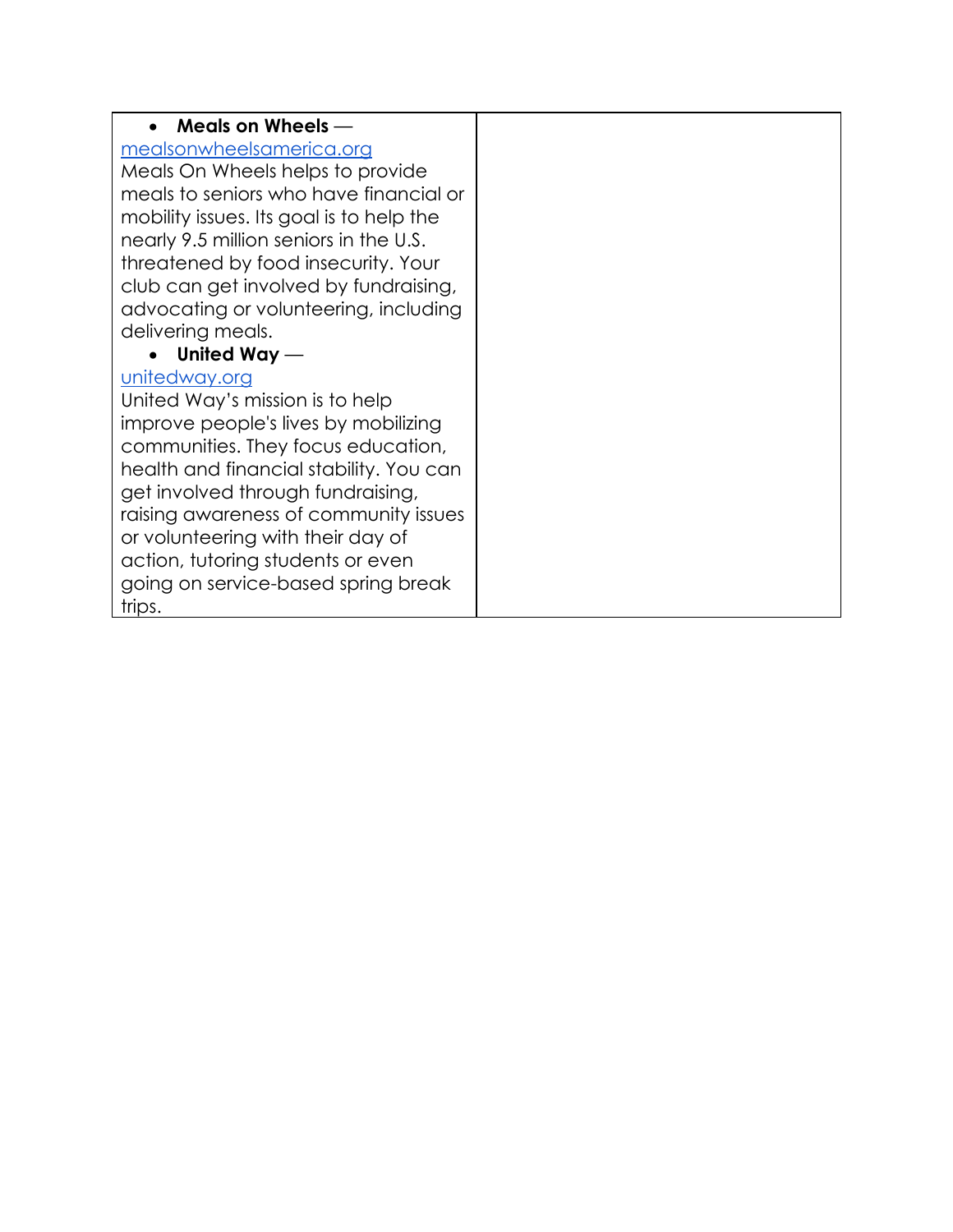| | |
|---|---|
| • **Meals on Wheels** — [mealsonwheelsamerica.org](mealsonwheelsamerica.org) Meals On Wheels helps to provide meals to seniors who have financial or mobility issues. Its goal is to help the nearly 9.5 million seniors in the U.S. threatened by food insecurity. Your club can get involved by fundraising, advocating or volunteering, including delivering meals. • **United Way** — [unitedway.org](unitedway.org) United Way's mission is to help improve people's lives by mobilizing communities. They focus education, health and financial stability. You can get involved through fundraising, raising awareness of community issues or volunteering with their day of action, tutoring students or even going on service-based spring break trips. | |